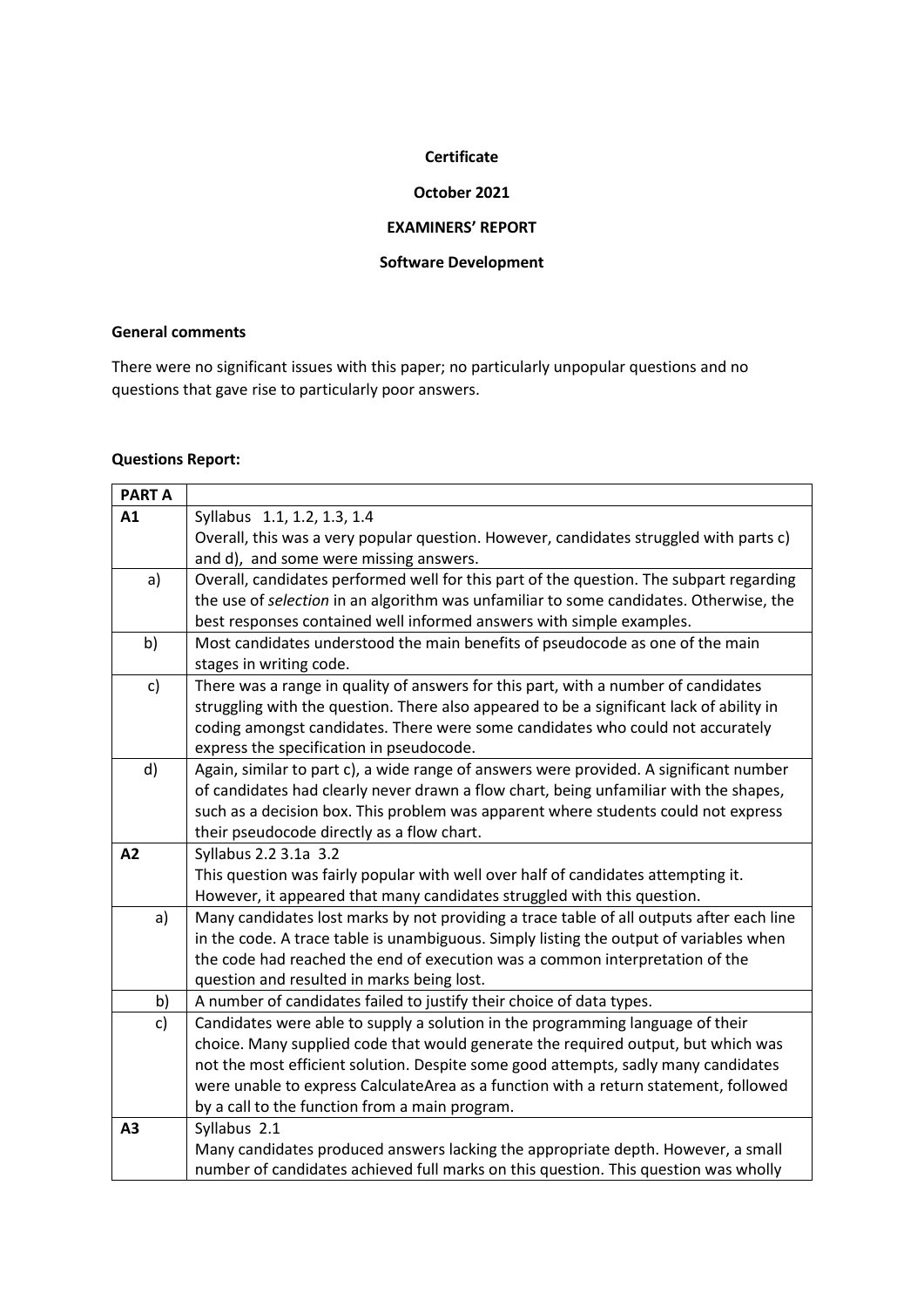**Certificate**

**October 2021**

**EXAMINERS' REPORT**

**Software Development**

**General comments**

There were no significant issues with this paper; no particularly unpopular questions and no questions that gave rise to particularly poor answers.

**Questions Report:**

| **PART A** | |
|---|---|
| **A1** | Syllabus 1.1, 1.2, 1.3, 1.4<br>Overall, this was a very popular question. However, candidates struggled with parts c) and d), and some were missing answers. |
| a) | Overall, candidates performed well for this part of the question. The subpart regarding the use of *selection* in an algorithm was unfamiliar to some candidates. Otherwise, the best responses contained well informed answers with simple examples. |
| b) | Most candidates understood the main benefits of pseudocode as one of the main stages in writing code. |
| c) | There was a range in quality of answers for this part, with a number of candidates struggling with the question. There also appeared to be a significant lack of ability in coding amongst candidates. There were some candidates who could not accurately express the specification in pseudocode. |
| d) | Again, similar to part c), a wide range of answers were provided. A significant number of candidates had clearly never drawn a flow chart, being unfamiliar with the shapes, such as a decision box. This problem was apparent where students could not express their pseudocode directly as a flow chart. |
| **A2** | Syllabus 2.2 3.1a 3.2<br>This question was fairly popular with well over half of candidates attempting it. However, it appeared that many candidates struggled with this question. |
| a) | Many candidates lost marks by not providing a trace table of all outputs after each line in the code. A trace table is unambiguous. Simply listing the output of variables when the code had reached the end of execution was a common interpretation of the question and resulted in marks being lost. |
| b) | A number of candidates failed to justify their choice of data types. |
| c) | Candidates were able to supply a solution in the programming language of their choice. Many supplied code that would generate the required output, but which was not the most efficient solution. Despite some good attempts, sadly many candidates were unable to express CalculateArea as a function with a return statement, followed by a call to the function from a main program. |
| **A3** | Syllabus 2.1<br>Many candidates produced answers lacking the appropriate depth. However, a small number of candidates achieved full marks on this question. This question was wholly |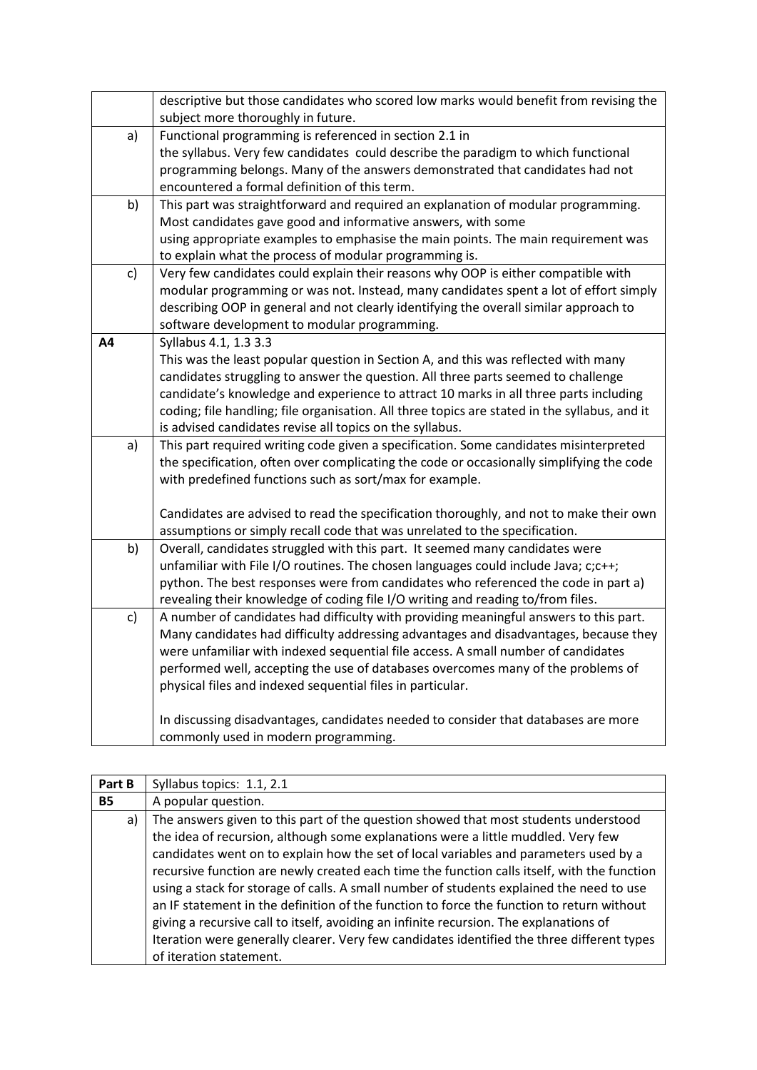|  |  |
|---|---|
|  | descriptive but those candidates who scored low marks would benefit from revising the subject more thoroughly in future. |
| a) | Functional programming is referenced in section 2.1 in the syllabus. Very few candidates could describe the paradigm to which functional programming belongs. Many of the answers demonstrated that candidates had not encountered a formal definition of this term. |
| b) | This part was straightforward and required an explanation of modular programming. Most candidates gave good and informative answers, with some using appropriate examples to emphasise the main points. The main requirement was to explain what the process of modular programming is. |
| c) | Very few candidates could explain their reasons why OOP is either compatible with modular programming or was not. Instead, many candidates spent a lot of effort simply describing OOP in general and not clearly identifying the overall similar approach to software development to modular programming. |
| **A4** | Syllabus 4.1, 1.3 3.3<br>This was the least popular question in Section A, and this was reflected with many candidates struggling to answer the question. All three parts seemed to challenge candidate's knowledge and experience to attract 10 marks in all three parts including coding; file handling; file organisation. All three topics are stated in the syllabus, and it is advised candidates revise all topics on the syllabus. |
| a) | This part required writing code given a specification. Some candidates misinterpreted the specification, often over complicating the code or occasionally simplifying the code with predefined functions such as sort/max for example.<br><br>Candidates are advised to read the specification thoroughly, and not to make their own assumptions or simply recall code that was unrelated to the specification. |
| b) | Overall, candidates struggled with this part. It seemed many candidates were unfamiliar with File I/O routines. The chosen languages could include Java; c;c++; python. The best responses were from candidates who referenced the code in part a) revealing their knowledge of coding file I/O writing and reading to/from files. |
| c) | A number of candidates had difficulty with providing meaningful answers to this part. Many candidates had difficulty addressing advantages and disadvantages, because they were unfamiliar with indexed sequential file access. A small number of candidates performed well, accepting the use of databases overcomes many of the problems of physical files and indexed sequential files in particular.<br><br>In discussing disadvantages, candidates needed to consider that databases are more commonly used in modern programming. |

| **Part B** | Syllabus topics: 1.1, 2.1 |
|---|---|
| **B5** | A popular question. |
| a) | The answers given to this part of the question showed that most students understood the idea of recursion, although some explanations were a little muddled. Very few candidates went on to explain how the set of local variables and parameters used by a recursive function are newly created each time the function calls itself, with the function using a stack for storage of calls. A small number of students explained the need to use an IF statement in the definition of the function to force the function to return without giving a recursive call to itself, avoiding an infinite recursion. The explanations of Iteration were generally clearer. Very few candidates identified the three different types of iteration statement. |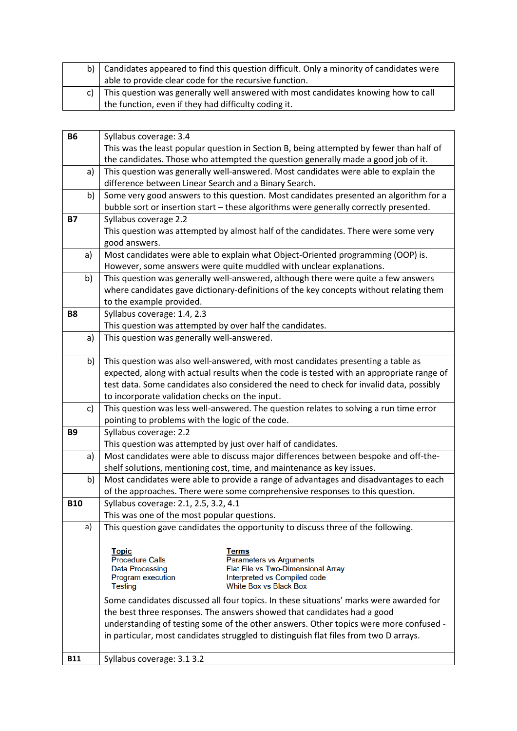| | |
|---|---|
| b) | Candidates appeared to find this question difficult. Only a minority of candidates were able to provide clear code for the recursive function. |
| c) | This question was generally well answered with most candidates knowing how to call the function, even if they had difficulty coding it. |

| | |
|---|---|
| **B6** | Syllabus coverage: 3.4<br>This was the least popular question in Section B, being attempted by fewer than half of the candidates. Those who attempted the question generally made a good job of it. |
| a) | This question was generally well-answered. Most candidates were able to explain the difference between Linear Search and a Binary Search. |
| b) | Some very good answers to this question. Most candidates presented an algorithm for a bubble sort or insertion start – these algorithms were generally correctly presented. |
| **B7** | Syllabus coverage 2.2<br>This question was attempted by almost half of the candidates. There were some very good answers. |
| a) | Most candidates were able to explain what Object-Oriented programming (OOP) is. However, some answers were quite muddled with unclear explanations. |
| b) | This question was generally well-answered, although there were quite a few answers where candidates gave dictionary-definitions of the key concepts without relating them to the example provided. |
| **B8** | Syllabus coverage: 1.4, 2.3<br>This question was attempted by over half the candidates. |
| a) | This question was generally well-answered. |
| b) | This question was also well-answered, with most candidates presenting a table as expected, along with actual results when the code is tested with an appropriate range of test data. Some candidates also considered the need to check for invalid data, possibly to incorporate validation checks on the input. |
| c) | This question was less well-answered. The question relates to solving a run time error pointing to problems with the logic of the code. |
| **B9** | Syllabus coverage: 2.2<br>This question was attempted by just over half of candidates. |
| a) | Most candidates were able to discuss major differences between bespoke and off-the-shelf solutions, mentioning cost, time, and maintenance as key issues. |
| b) | Most candidates were able to provide a range of advantages and disadvantages to each of the approaches. There were some comprehensive responses to this question. |
| **B10** | Syllabus coverage: 2.1, 2.5, 3.2, 4.1<br>This was one of the most popular questions. |
| a) | This question gave candidates the opportunity to discuss three of the following.<br><br>**Topic** / **Terms**<br>Procedure Calls – Parameters vs Arguments<br>Data Processing – Flat File vs Two-Dimensional Array<br>Program execution – Interpreted vs Compiled code<br>Testing – White Box vs Black Box<br><br>Some candidates discussed all four topics. In these situations' marks were awarded for the best three responses. The answers showed that candidates had a good understanding of testing some of the other answers. Other topics were more confused - in particular, most candidates struggled to distinguish flat files from two D arrays. |
| **B11** | Syllabus coverage: 3.1 3.2 |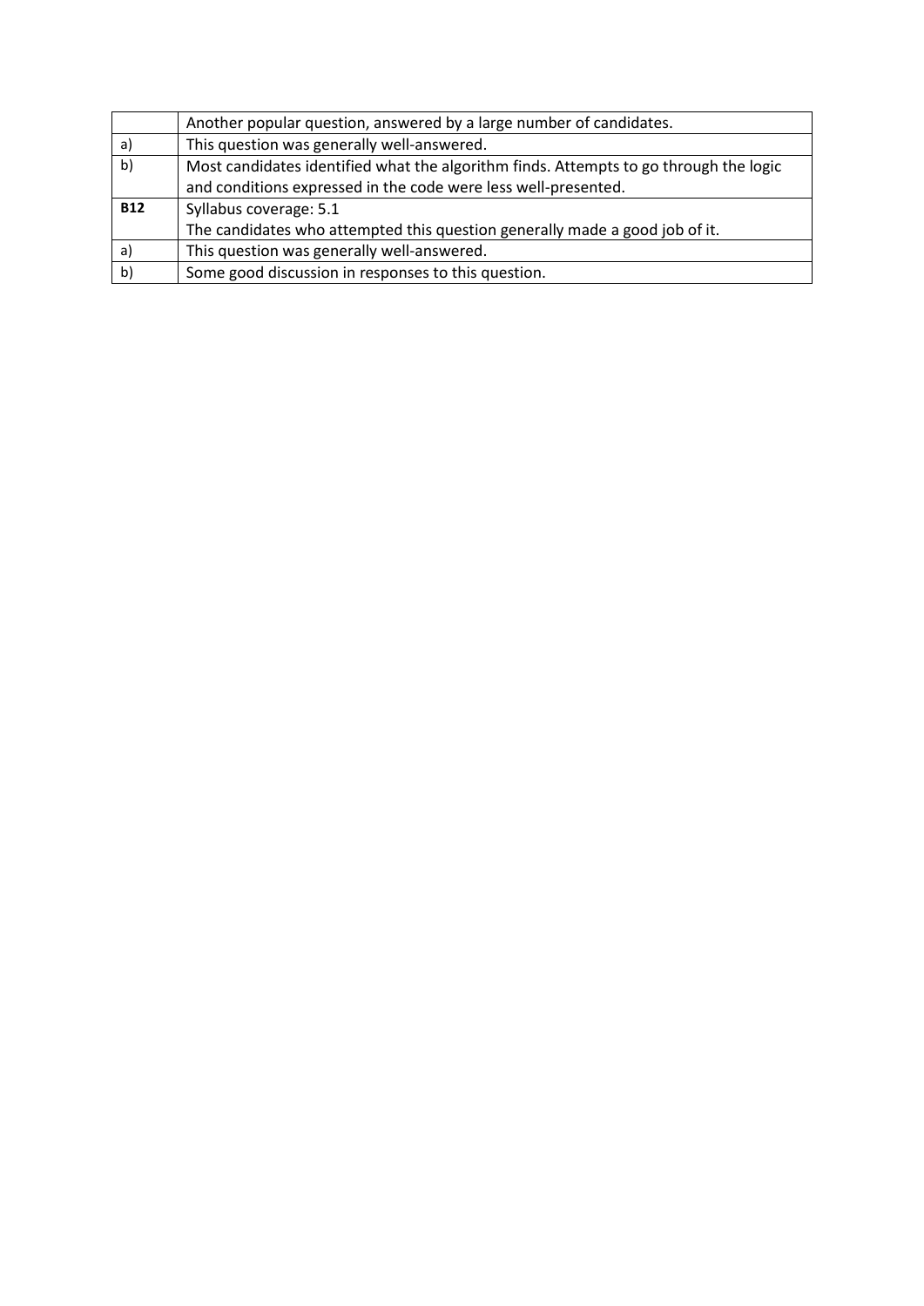| | |
|---|---|
| | Another popular question, answered by a large number of candidates. |
| a) | This question was generally well-answered. |
| b) | Most candidates identified what the algorithm finds. Attempts to go through the logic and conditions expressed in the code were less well-presented. |
| **B12** | Syllabus coverage: 5.1<br>The candidates who attempted this question generally made a good job of it. |
| a) | This question was generally well-answered. |
| b) | Some good discussion in responses to this question. |